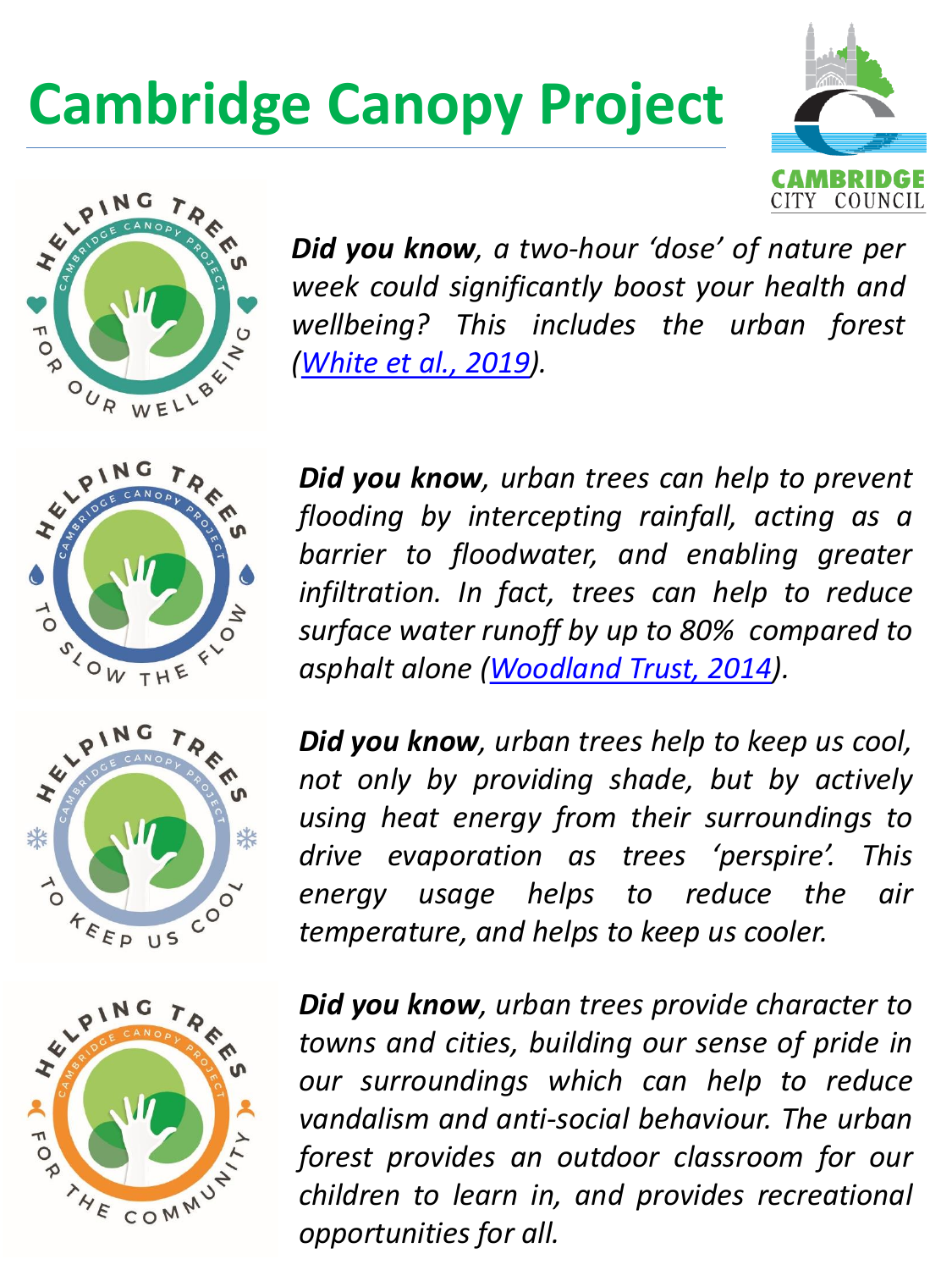# Cambridge Canopy Project

***Did you know****, a two-hour 'dose' of nature per week could significantly boost your health and wellbeing? This includes the urban forest (White et al., 2019).*

***Did you know****, urban trees can help to prevent flooding by intercepting rainfall, acting as a barrier to floodwater, and enabling greater infiltration. In fact, trees can help to reduce surface water runoff by up to 80% compared to asphalt alone (Woodland Trust, 2014).*

***Did you know****, urban trees help to keep us cool, not only by providing shade, but by actively using heat energy from their surroundings to drive evaporation as trees 'perspire'. This energy usage helps to reduce the air temperature, and helps to keep us cooler.*

***Did you know****, urban trees provide character to towns and cities, building our sense of pride in our surroundings which can help to reduce vandalism and anti-social behaviour. The urban forest provides an outdoor classroom for our children to learn in, and provides recreational opportunities for all.*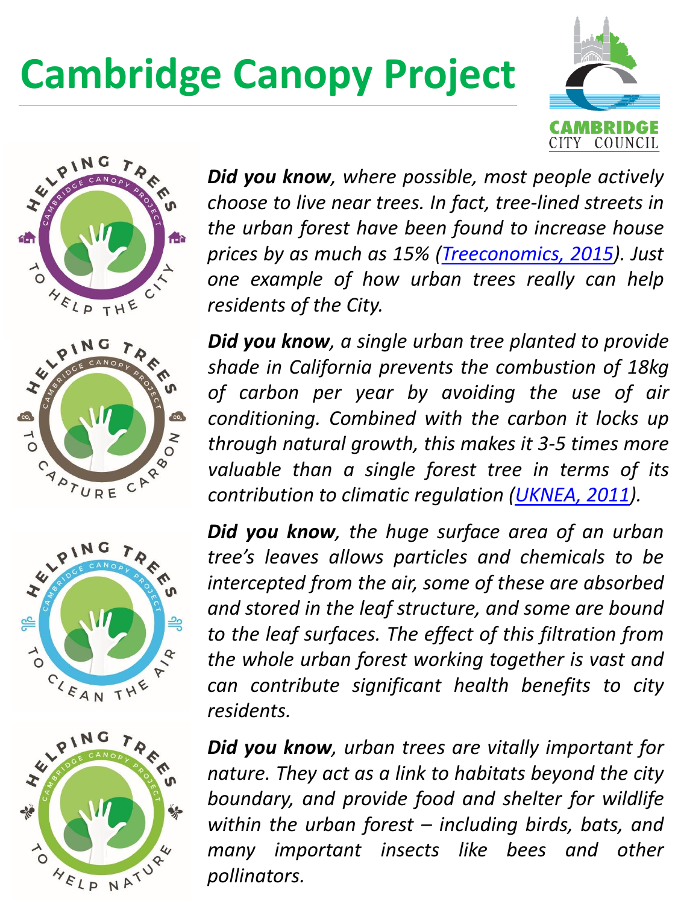# Cambridge Canopy Project

CAMBRIDGE CITY COUNCIL

***Did you know**, where possible, most people actively choose to live near trees. In fact, tree-lined streets in the urban forest have been found to increase house prices by as much as 15% (Treeconomics, 2015). Just one example of how urban trees really can help residents of the City.*

***Did you know**, a single urban tree planted to provide shade in California prevents the combustion of 18kg of carbon per year by avoiding the use of air conditioning. Combined with the carbon it locks up through natural growth, this makes it 3-5 times more valuable than a single forest tree in terms of its contribution to climatic regulation (UKNEA, 2011).*

***Did you know**, the huge surface area of an urban tree's leaves allows particles and chemicals to be intercepted from the air, some of these are absorbed and stored in the leaf structure, and some are bound to the leaf surfaces. The effect of this filtration from the whole urban forest working together is vast and can contribute significant health benefits to city residents.*

***Did you know**, urban trees are vitally important for nature. They act as a link to habitats beyond the city boundary, and provide food and shelter for wildlife within the urban forest – including birds, bats, and many important insects like bees and other pollinators.*